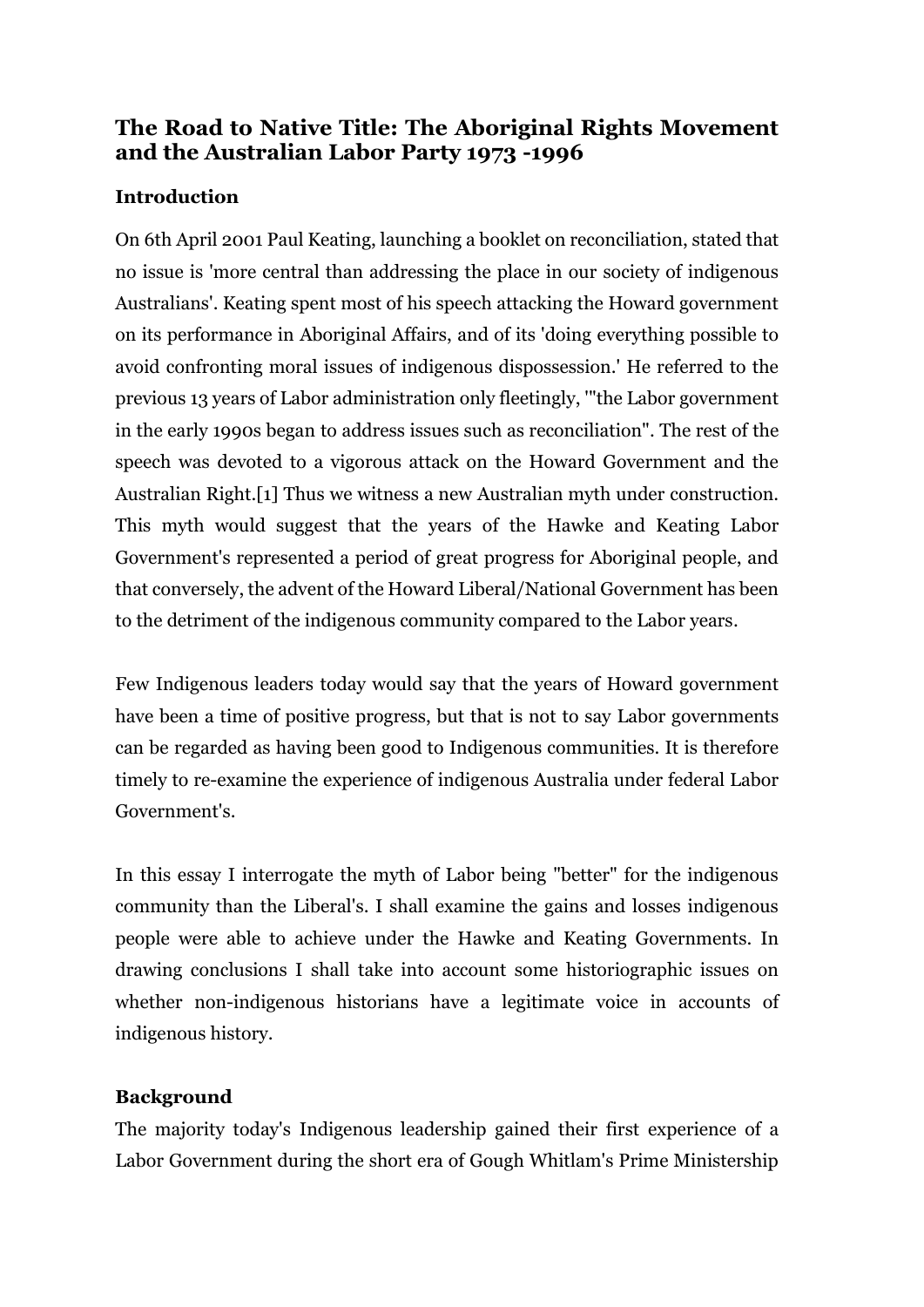# The Road to Native Title: The Aboriginal Rights Movement and the Australian Labor Party 1973 -1996

## Introduction

On 6th April 2001 Paul Keating, launching a booklet on reconciliation, stated that no issue is 'more central than addressing the place in our society of indigenous Australians'. Keating spent most of his speech attacking the Howard government on its performance in Aboriginal Affairs, and of its 'doing everything possible to avoid confronting moral issues of indigenous dispossession.' He referred to the previous 13 years of Labor administration only fleetingly, '"the Labor government in the early 1990s began to address issues such as reconciliation". The rest of the speech was devoted to a vigorous attack on the Howard Government and the Australian Right.[1] Thus we witness a new Australian myth under construction. This myth would suggest that the years of the Hawke and Keating Labor Government's represented a period of great progress for Aboriginal people, and that conversely, the advent of the Howard Liberal/National Government has been to the detriment of the indigenous community compared to the Labor years.

Few Indigenous leaders today would say that the years of Howard government have been a time of positive progress, but that is not to say Labor governments can be regarded as having been good to Indigenous communities. It is therefore timely to re-examine the experience of indigenous Australia under federal Labor Government's.

In this essay I interrogate the myth of Labor being "better" for the indigenous community than the Liberal's. I shall examine the gains and losses indigenous people were able to achieve under the Hawke and Keating Governments. In drawing conclusions I shall take into account some historiographic issues on whether non-indigenous historians have a legitimate voice in accounts of indigenous history.

## Background

The majority today's Indigenous leadership gained their first experience of a Labor Government during the short era of Gough Whitlam's Prime Ministership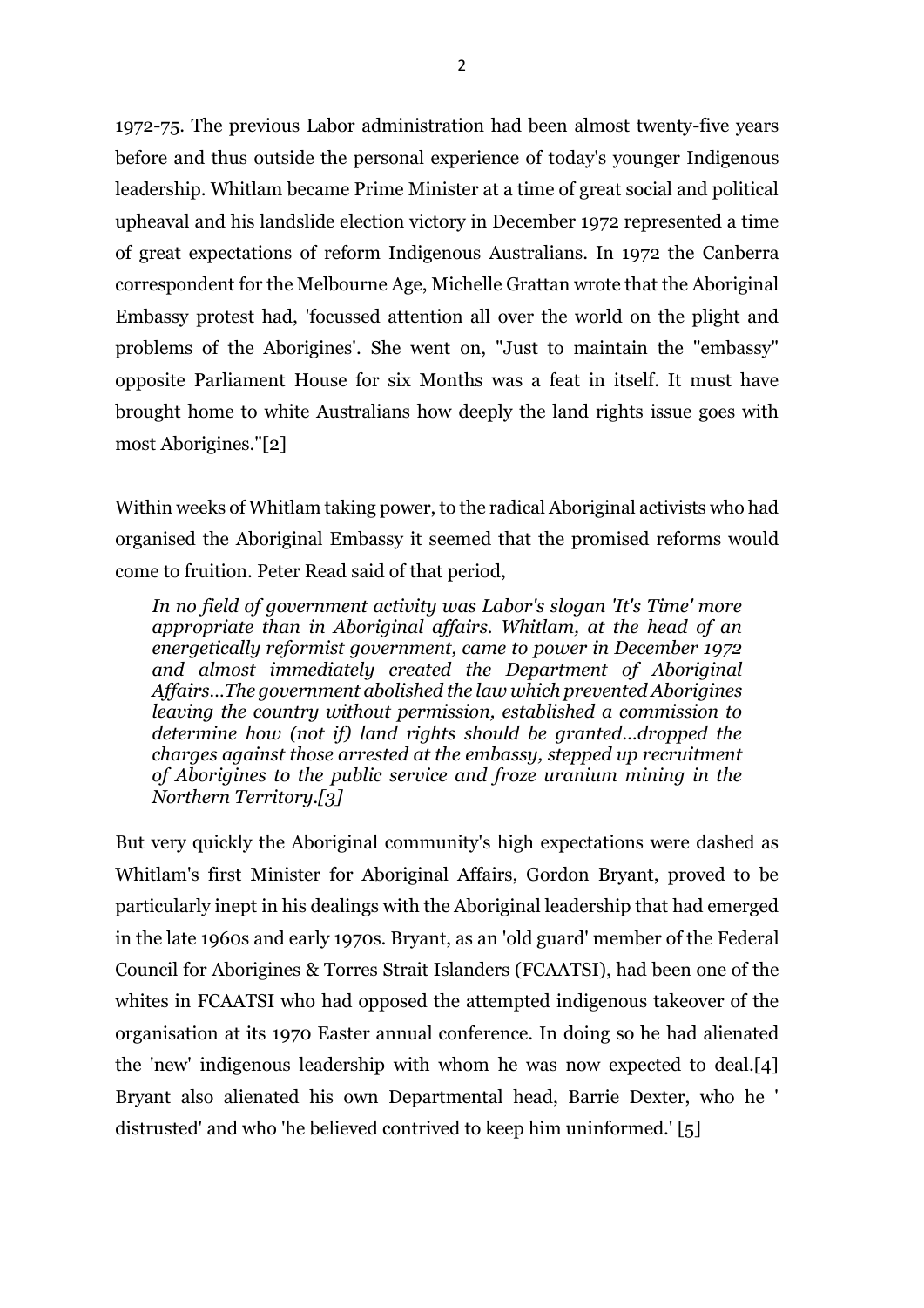1972-75. The previous Labor administration had been almost twenty-five years before and thus outside the personal experience of today's younger Indigenous leadership. Whitlam became Prime Minister at a time of great social and political upheaval and his landslide election victory in December 1972 represented a time of great expectations of reform Indigenous Australians. In 1972 the Canberra correspondent for the Melbourne Age, Michelle Grattan wrote that the Aboriginal Embassy protest had, 'focussed attention all over the world on the plight and problems of the Aborigines'. She went on, "Just to maintain the "embassy" opposite Parliament House for six Months was a feat in itself. It must have brought home to white Australians how deeply the land rights issue goes with most Aborigines."[2]

Within weeks of Whitlam taking power, to the radical Aboriginal activists who had organised the Aboriginal Embassy it seemed that the promised reforms would come to fruition. Peter Read said of that period,

> *In no field of government activity was Labor's slogan 'It's Time' more appropriate than in Aboriginal affairs. Whitlam, at the head of an energetically reformist government, came to power in December 1972 and almost immediately created the Department of Aboriginal Affairs...The government abolished the law which prevented Aborigines leaving the country without permission, established a commission to determine how (not if) land rights should be granted...dropped the charges against those arrested at the embassy, stepped up recruitment of Aborigines to the public service and froze uranium mining in the Northern Territory.[3]*

But very quickly the Aboriginal community's high expectations were dashed as Whitlam's first Minister for Aboriginal Affairs, Gordon Bryant, proved to be particularly inept in his dealings with the Aboriginal leadership that had emerged in the late 1960s and early 1970s. Bryant, as an 'old guard' member of the Federal Council for Aborigines & Torres Strait Islanders (FCAATSI), had been one of the whites in FCAATSI who had opposed the attempted indigenous takeover of the organisation at its 1970 Easter annual conference. In doing so he had alienated the 'new' indigenous leadership with whom he was now expected to deal.[4] Bryant also alienated his own Departmental head, Barrie Dexter, who he ' distrusted' and who 'he believed contrived to keep him uninformed.' [5]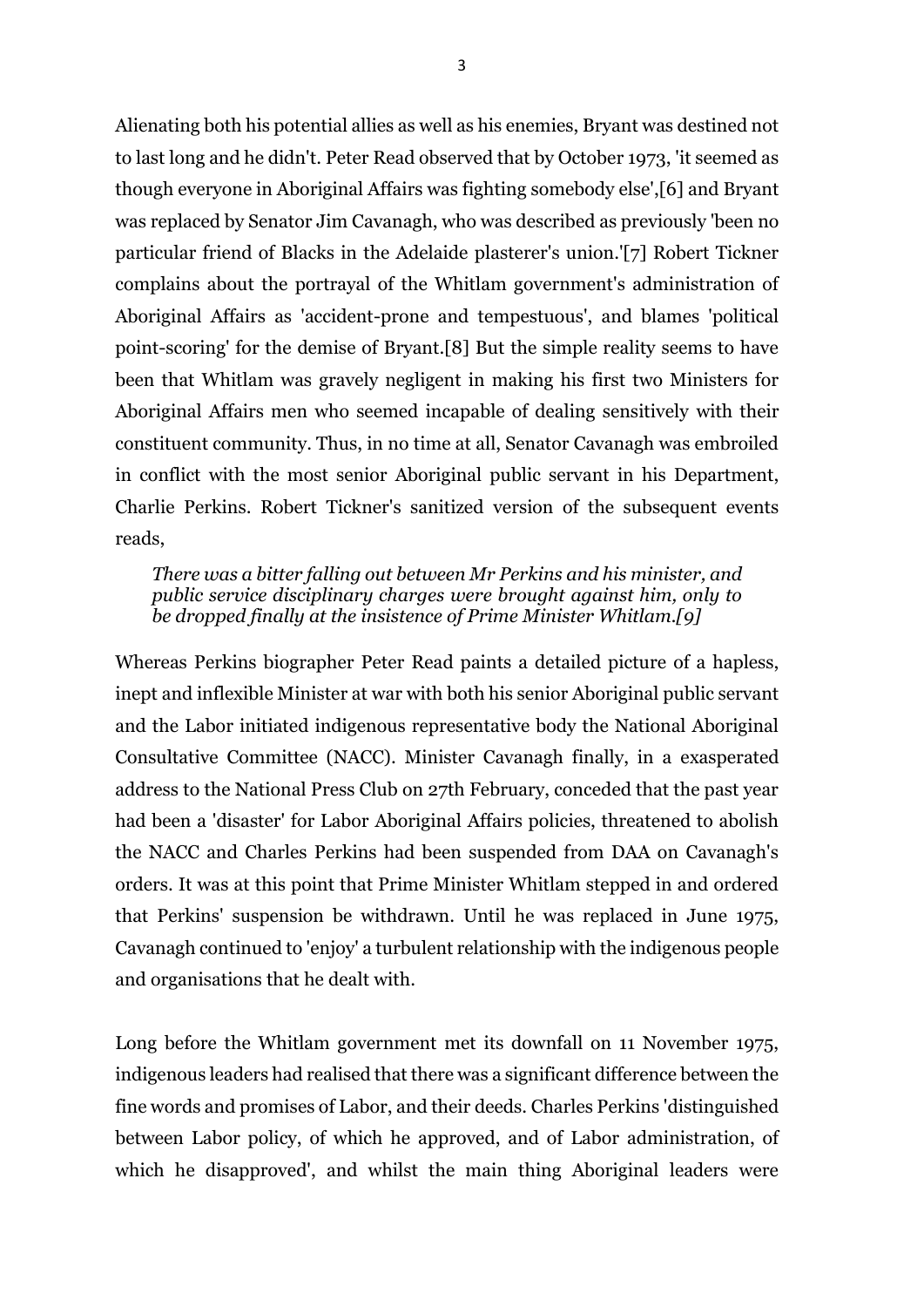Alienating both his potential allies as well as his enemies, Bryant was destined not to last long and he didn't. Peter Read observed that by October 1973, 'it seemed as though everyone in Aboriginal Affairs was fighting somebody else',[6] and Bryant was replaced by Senator Jim Cavanagh, who was described as previously 'been no particular friend of Blacks in the Adelaide plasterer's union.'[7] Robert Tickner complains about the portrayal of the Whitlam government's administration of Aboriginal Affairs as 'accident-prone and tempestuous', and blames 'political point-scoring' for the demise of Bryant.[8] But the simple reality seems to have been that Whitlam was gravely negligent in making his first two Ministers for Aboriginal Affairs men who seemed incapable of dealing sensitively with their constituent community. Thus, in no time at all, Senator Cavanagh was embroiled in conflict with the most senior Aboriginal public servant in his Department, Charlie Perkins. Robert Tickner's sanitized version of the subsequent events reads,

> *There was a bitter falling out between Mr Perkins and his minister, and public service disciplinary charges were brought against him, only to be dropped finally at the insistence of Prime Minister Whitlam.[9]*

Whereas Perkins biographer Peter Read paints a detailed picture of a hapless, inept and inflexible Minister at war with both his senior Aboriginal public servant and the Labor initiated indigenous representative body the National Aboriginal Consultative Committee (NACC). Minister Cavanagh finally, in a exasperated address to the National Press Club on 27th February, conceded that the past year had been a 'disaster' for Labor Aboriginal Affairs policies, threatened to abolish the NACC and Charles Perkins had been suspended from DAA on Cavanagh's orders. It was at this point that Prime Minister Whitlam stepped in and ordered that Perkins' suspension be withdrawn. Until he was replaced in June 1975, Cavanagh continued to 'enjoy' a turbulent relationship with the indigenous people and organisations that he dealt with.

Long before the Whitlam government met its downfall on 11 November 1975, indigenous leaders had realised that there was a significant difference between the fine words and promises of Labor, and their deeds. Charles Perkins 'distinguished between Labor policy, of which he approved, and of Labor administration, of which he disapproved', and whilst the main thing Aboriginal leaders were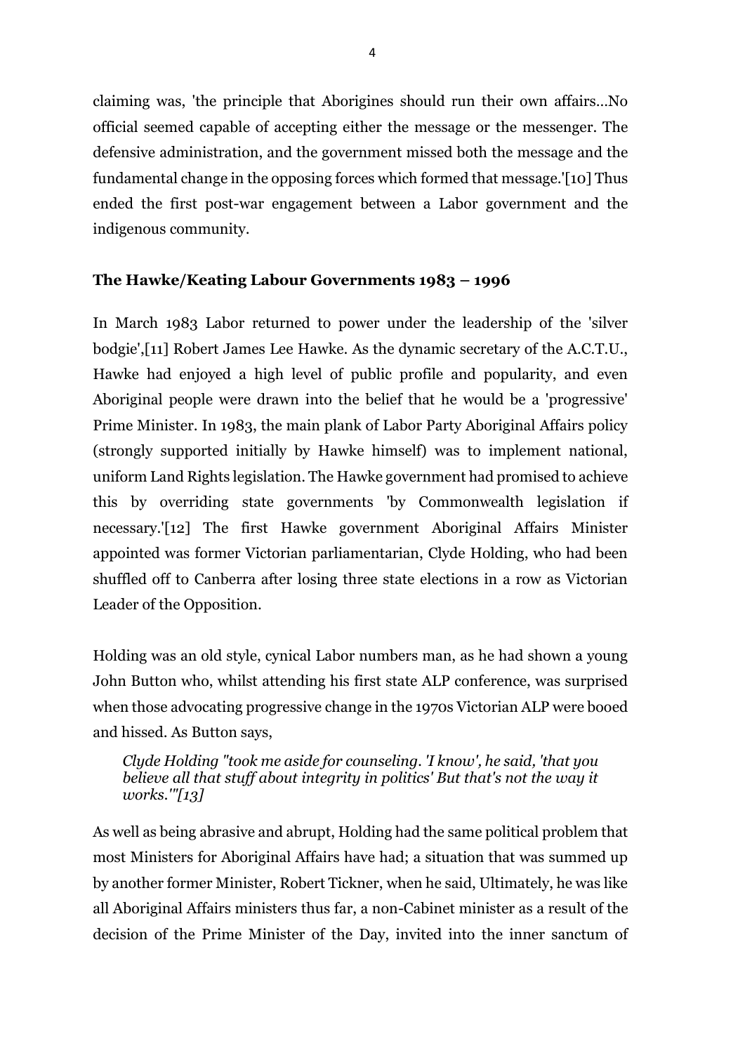claiming was, 'the principle that Aborigines should run their own affairs…No official seemed capable of accepting either the message or the messenger. The defensive administration, and the government missed both the message and the fundamental change in the opposing forces which formed that message.'[10] Thus ended the first post-war engagement between a Labor government and the indigenous community.

### The Hawke/Keating Labour Governments 1983 – 1996

In March 1983 Labor returned to power under the leadership of the 'silver bodgie',[11] Robert James Lee Hawke. As the dynamic secretary of the A.C.T.U., Hawke had enjoyed a high level of public profile and popularity, and even Aboriginal people were drawn into the belief that he would be a 'progressive' Prime Minister. In 1983, the main plank of Labor Party Aboriginal Affairs policy (strongly supported initially by Hawke himself) was to implement national, uniform Land Rights legislation. The Hawke government had promised to achieve this by overriding state governments 'by Commonwealth legislation if necessary.'[12] The first Hawke government Aboriginal Affairs Minister appointed was former Victorian parliamentarian, Clyde Holding, who had been shuffled off to Canberra after losing three state elections in a row as Victorian Leader of the Opposition.

Holding was an old style, cynical Labor numbers man, as he had shown a young John Button who, whilst attending his first state ALP conference, was surprised when those advocating progressive change in the 1970s Victorian ALP were booed and hissed. As Button says,

> *Clyde Holding "took me aside for counseling. 'I know', he said, 'that you believe all that stuff about integrity in politics' But that's not the way it works.'"[13]*

As well as being abrasive and abrupt, Holding had the same political problem that most Ministers for Aboriginal Affairs have had; a situation that was summed up by another former Minister, Robert Tickner, when he said, Ultimately, he was like all Aboriginal Affairs ministers thus far, a non-Cabinet minister as a result of the decision of the Prime Minister of the Day, invited into the inner sanctum of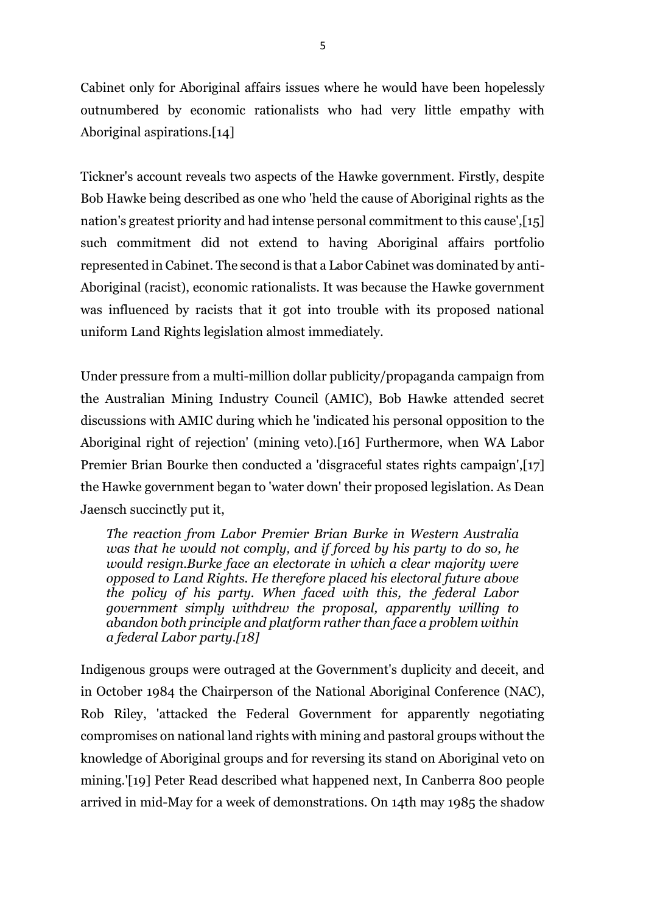Cabinet only for Aboriginal affairs issues where he would have been hopelessly outnumbered by economic rationalists who had very little empathy with Aboriginal aspirations.[14]

Tickner's account reveals two aspects of the Hawke government. Firstly, despite Bob Hawke being described as one who 'held the cause of Aboriginal rights as the nation's greatest priority and had intense personal commitment to this cause',[15] such commitment did not extend to having Aboriginal affairs portfolio represented in Cabinet. The second is that a Labor Cabinet was dominated by anti-Aboriginal (racist), economic rationalists. It was because the Hawke government was influenced by racists that it got into trouble with its proposed national uniform Land Rights legislation almost immediately.

Under pressure from a multi-million dollar publicity/propaganda campaign from the Australian Mining Industry Council (AMIC), Bob Hawke attended secret discussions with AMIC during which he 'indicated his personal opposition to the Aboriginal right of rejection' (mining veto).[16] Furthermore, when WA Labor Premier Brian Bourke then conducted a 'disgraceful states rights campaign',[17] the Hawke government began to 'water down' their proposed legislation. As Dean Jaensch succinctly put it,

> *The reaction from Labor Premier Brian Burke in Western Australia was that he would not comply, and if forced by his party to do so, he would resign.Burke face an electorate in which a clear majority were opposed to Land Rights. He therefore placed his electoral future above the policy of his party. When faced with this, the federal Labor government simply withdrew the proposal, apparently willing to abandon both principle and platform rather than face a problem within a federal Labor party.[18]*

Indigenous groups were outraged at the Government's duplicity and deceit, and in October 1984 the Chairperson of the National Aboriginal Conference (NAC), Rob Riley, 'attacked the Federal Government for apparently negotiating compromises on national land rights with mining and pastoral groups without the knowledge of Aboriginal groups and for reversing its stand on Aboriginal veto on mining.'[19] Peter Read described what happened next, In Canberra 800 people arrived in mid-May for a week of demonstrations. On 14th may 1985 the shadow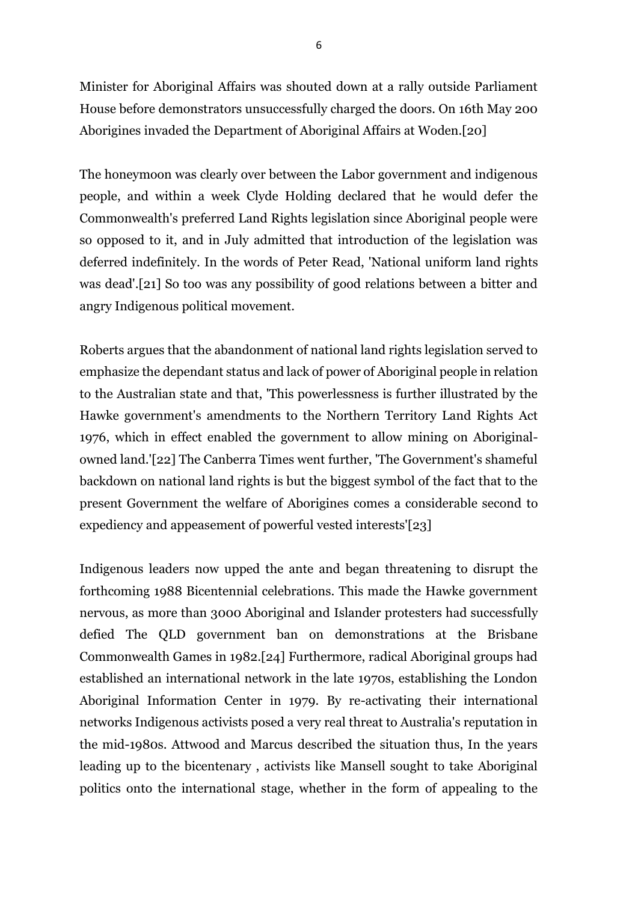Minister for Aboriginal Affairs was shouted down at a rally outside Parliament House before demonstrators unsuccessfully charged the doors. On 16th May 200 Aborigines invaded the Department of Aboriginal Affairs at Woden.[20]

The honeymoon was clearly over between the Labor government and indigenous people, and within a week Clyde Holding declared that he would defer the Commonwealth's preferred Land Rights legislation since Aboriginal people were so opposed to it, and in July admitted that introduction of the legislation was deferred indefinitely. In the words of Peter Read, 'National uniform land rights was dead'.[21] So too was any possibility of good relations between a bitter and angry Indigenous political movement.

Roberts argues that the abandonment of national land rights legislation served to emphasize the dependant status and lack of power of Aboriginal people in relation to the Australian state and that, 'This powerlessness is further illustrated by the Hawke government's amendments to the Northern Territory Land Rights Act 1976, which in effect enabled the government to allow mining on Aboriginal-owned land.'[22] The Canberra Times went further, 'The Government's shameful backdown on national land rights is but the biggest symbol of the fact that to the present Government the welfare of Aborigines comes a considerable second to expediency and appeasement of powerful vested interests'[23]

Indigenous leaders now upped the ante and began threatening to disrupt the forthcoming 1988 Bicentennial celebrations. This made the Hawke government nervous, as more than 3000 Aboriginal and Islander protesters had successfully defied The QLD government ban on demonstrations at the Brisbane Commonwealth Games in 1982.[24] Furthermore, radical Aboriginal groups had established an international network in the late 1970s, establishing the London Aboriginal Information Center in 1979. By re-activating their international networks Indigenous activists posed a very real threat to Australia's reputation in the mid-1980s. Attwood and Marcus described the situation thus, In the years leading up to the bicentenary , activists like Mansell sought to take Aboriginal politics onto the international stage, whether in the form of appealing to the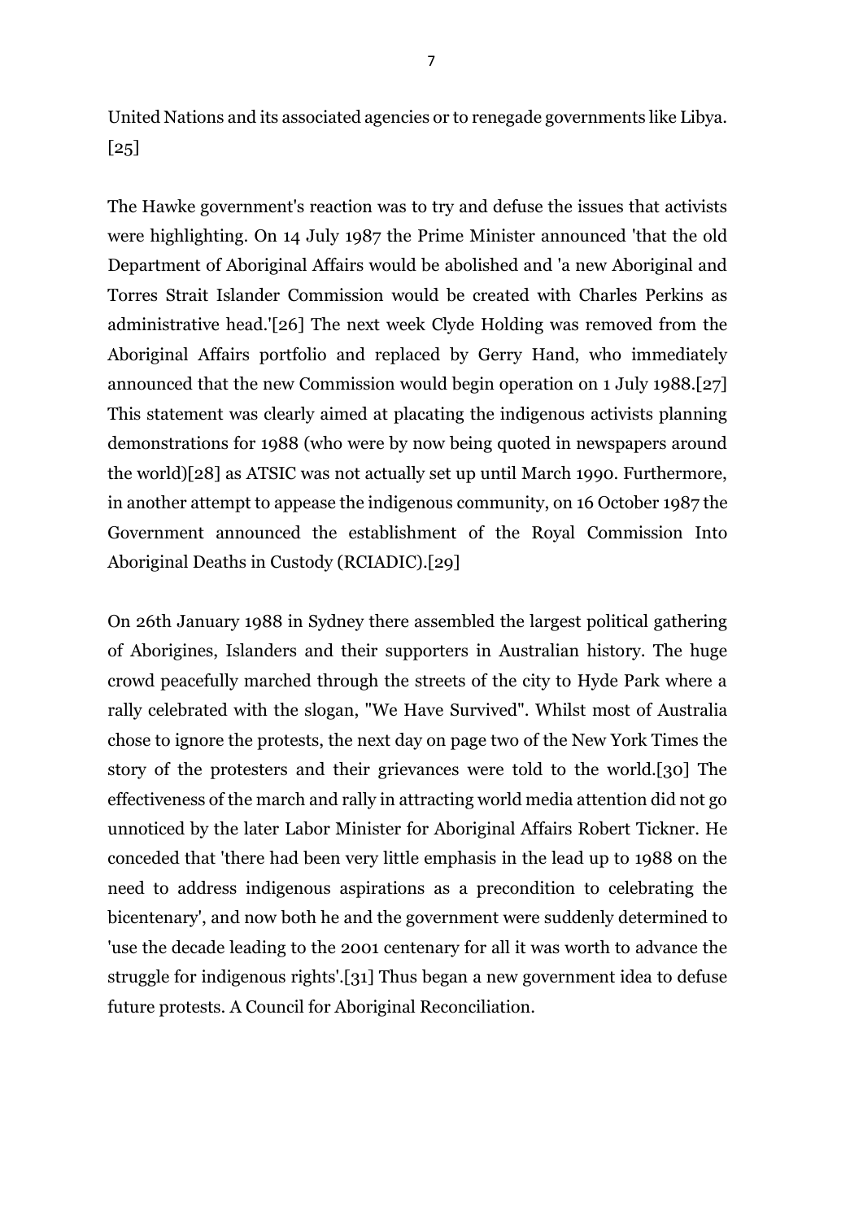United Nations and its associated agencies or to renegade governments like Libya.[25]

The Hawke government's reaction was to try and defuse the issues that activists were highlighting. On 14 July 1987 the Prime Minister announced 'that the old Department of Aboriginal Affairs would be abolished and 'a new Aboriginal and Torres Strait Islander Commission would be created with Charles Perkins as administrative head.'[26] The next week Clyde Holding was removed from the Aboriginal Affairs portfolio and replaced by Gerry Hand, who immediately announced that the new Commission would begin operation on 1 July 1988.[27] This statement was clearly aimed at placating the indigenous activists planning demonstrations for 1988 (who were by now being quoted in newspapers around the world)[28] as ATSIC was not actually set up until March 1990. Furthermore, in another attempt to appease the indigenous community, on 16 October 1987 the Government announced the establishment of the Royal Commission Into Aboriginal Deaths in Custody (RCIADIC).[29]

On 26th January 1988 in Sydney there assembled the largest political gathering of Aborigines, Islanders and their supporters in Australian history. The huge crowd peacefully marched through the streets of the city to Hyde Park where a rally celebrated with the slogan, "We Have Survived". Whilst most of Australia chose to ignore the protests, the next day on page two of the New York Times the story of the protesters and their grievances were told to the world.[30] The effectiveness of the march and rally in attracting world media attention did not go unnoticed by the later Labor Minister for Aboriginal Affairs Robert Tickner. He conceded that 'there had been very little emphasis in the lead up to 1988 on the need to address indigenous aspirations as a precondition to celebrating the bicentenary', and now both he and the government were suddenly determined to 'use the decade leading to the 2001 centenary for all it was worth to advance the struggle for indigenous rights'.[31] Thus began a new government idea to defuse future protests. A Council for Aboriginal Reconciliation.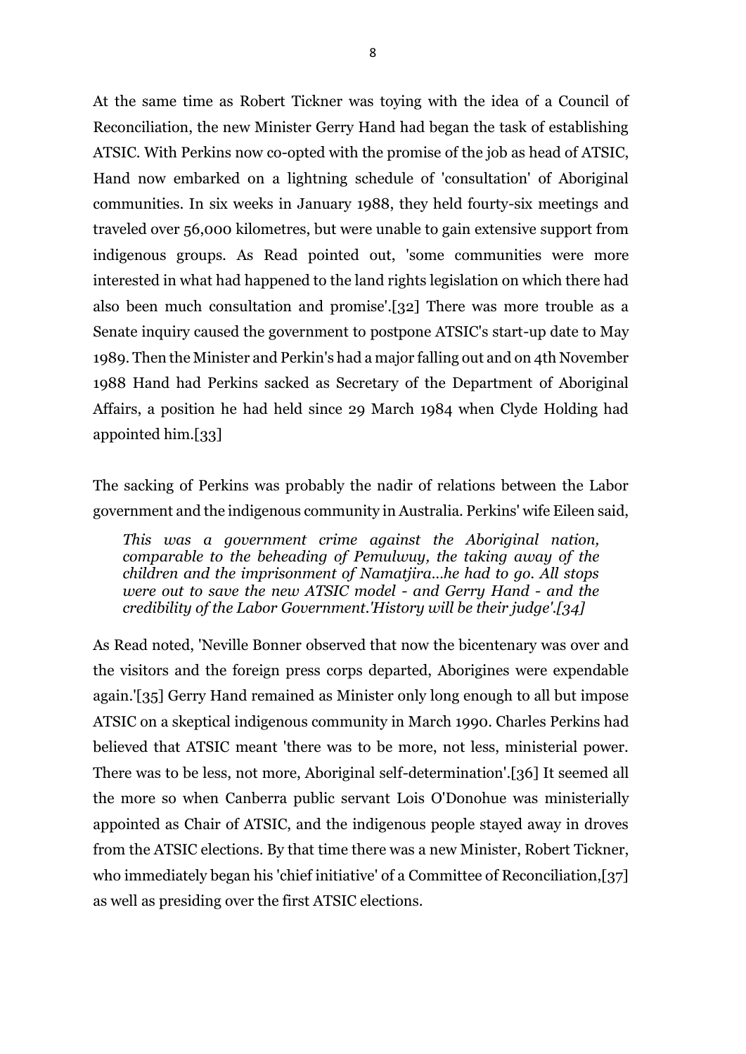At the same time as Robert Tickner was toying with the idea of a Council of Reconciliation, the new Minister Gerry Hand had began the task of establishing ATSIC. With Perkins now co-opted with the promise of the job as head of ATSIC, Hand now embarked on a lightning schedule of 'consultation' of Aboriginal communities. In six weeks in January 1988, they held fourty-six meetings and traveled over 56,000 kilometres, but were unable to gain extensive support from indigenous groups. As Read pointed out, 'some communities were more interested in what had happened to the land rights legislation on which there had also been much consultation and promise'.[32] There was more trouble as a Senate inquiry caused the government to postpone ATSIC's start-up date to May 1989. Then the Minister and Perkin's had a major falling out and on 4th November 1988 Hand had Perkins sacked as Secretary of the Department of Aboriginal Affairs, a position he had held since 29 March 1984 when Clyde Holding had appointed him.[33]

The sacking of Perkins was probably the nadir of relations between the Labor government and the indigenous community in Australia. Perkins' wife Eileen said,

> *This was a government crime against the Aboriginal nation, comparable to the beheading of Pemulwuy, the taking away of the children and the imprisonment of Namatjira...he had to go. All stops were out to save the new ATSIC model - and Gerry Hand - and the credibility of the Labor Government.'History will be their judge'.[34]*

As Read noted, 'Neville Bonner observed that now the bicentenary was over and the visitors and the foreign press corps departed, Aborigines were expendable again.'[35] Gerry Hand remained as Minister only long enough to all but impose ATSIC on a skeptical indigenous community in March 1990. Charles Perkins had believed that ATSIC meant 'there was to be more, not less, ministerial power. There was to be less, not more, Aboriginal self-determination'.[36] It seemed all the more so when Canberra public servant Lois O'Donohue was ministerially appointed as Chair of ATSIC, and the indigenous people stayed away in droves from the ATSIC elections. By that time there was a new Minister, Robert Tickner, who immediately began his 'chief initiative' of a Committee of Reconciliation,[37] as well as presiding over the first ATSIC elections.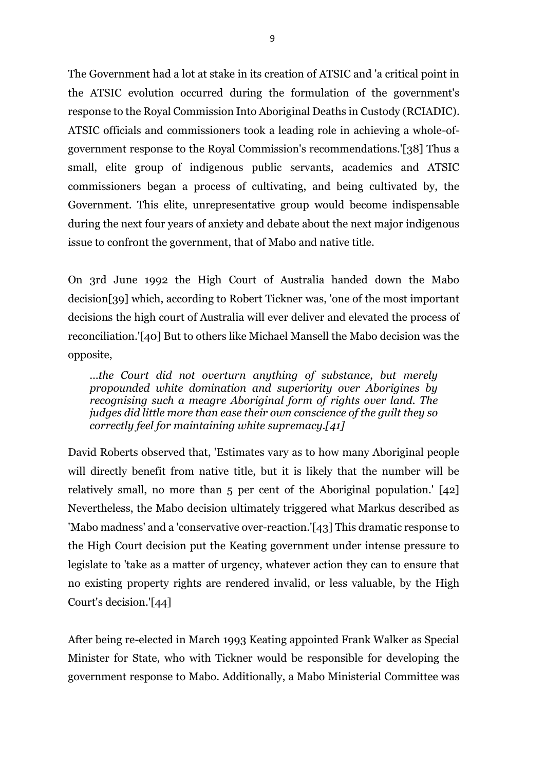The Government had a lot at stake in its creation of ATSIC and 'a critical point in the ATSIC evolution occurred during the formulation of the government's response to the Royal Commission Into Aboriginal Deaths in Custody (RCIADIC). ATSIC officials and commissioners took a leading role in achieving a whole-of-government response to the Royal Commission's recommendations.'[38] Thus a small, elite group of indigenous public servants, academics and ATSIC commissioners began a process of cultivating, and being cultivated by, the Government. This elite, unrepresentative group would become indispensable during the next four years of anxiety and debate about the next major indigenous issue to confront the government, that of Mabo and native title.

On 3rd June 1992 the High Court of Australia handed down the Mabo decision[39] which, according to Robert Tickner was, 'one of the most important decisions the high court of Australia will ever deliver and elevated the process of reconciliation.'[40] But to others like Michael Mansell the Mabo decision was the opposite,

> *...the Court did not overturn anything of substance, but merely propounded white domination and superiority over Aborigines by recognising such a meagre Aboriginal form of rights over land. The judges did little more than ease their own conscience of the guilt they so correctly feel for maintaining white supremacy.[41]*

David Roberts observed that, 'Estimates vary as to how many Aboriginal people will directly benefit from native title, but it is likely that the number will be relatively small, no more than 5 per cent of the Aboriginal population.' [42] Nevertheless, the Mabo decision ultimately triggered what Markus described as 'Mabo madness' and a 'conservative over-reaction.'[43] This dramatic response to the High Court decision put the Keating government under intense pressure to legislate to 'take as a matter of urgency, whatever action they can to ensure that no existing property rights are rendered invalid, or less valuable, by the High Court's decision.'[44]

After being re-elected in March 1993 Keating appointed Frank Walker as Special Minister for State, who with Tickner would be responsible for developing the government response to Mabo. Additionally, a Mabo Ministerial Committee was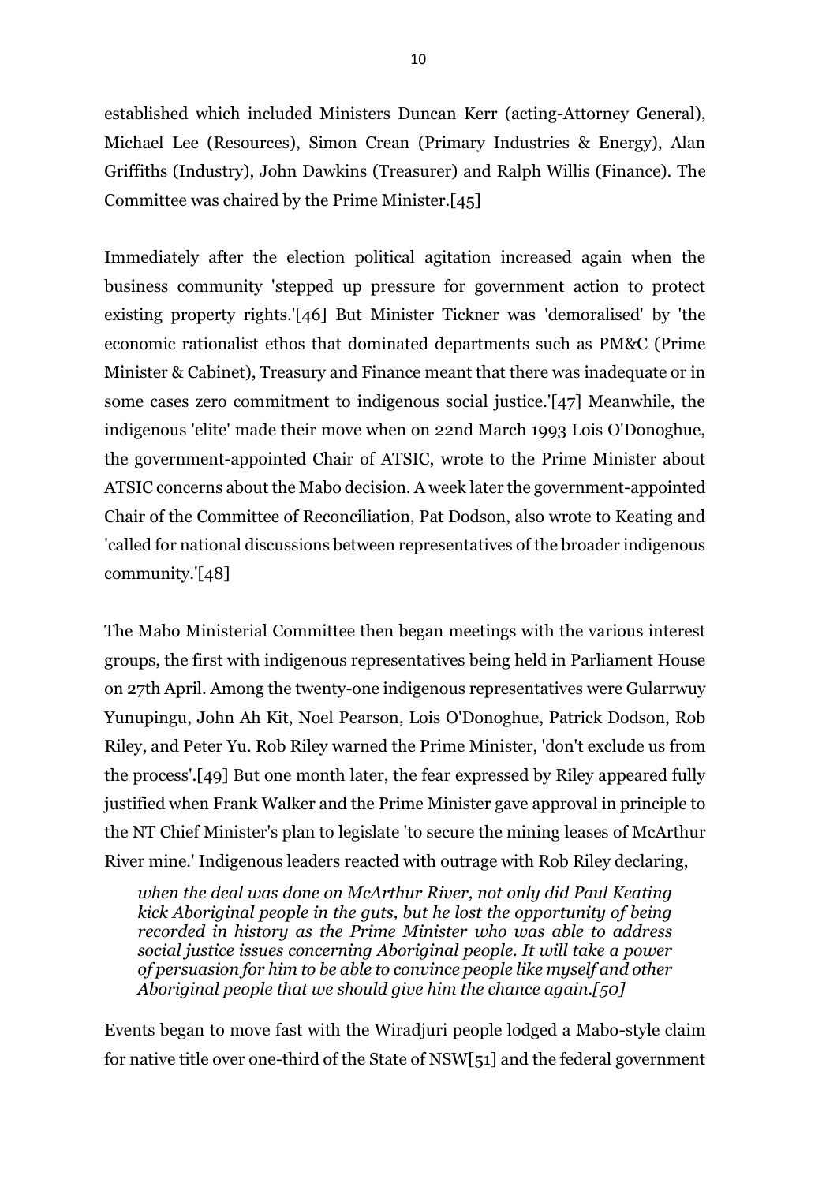established which included Ministers Duncan Kerr (acting-Attorney General), Michael Lee (Resources), Simon Crean (Primary Industries & Energy), Alan Griffiths (Industry), John Dawkins (Treasurer) and Ralph Willis (Finance). The Committee was chaired by the Prime Minister.[45]

Immediately after the election political agitation increased again when the business community 'stepped up pressure for government action to protect existing property rights.'[46] But Minister Tickner was 'demoralised' by 'the economic rationalist ethos that dominated departments such as PM&C (Prime Minister & Cabinet), Treasury and Finance meant that there was inadequate or in some cases zero commitment to indigenous social justice.'[47] Meanwhile, the indigenous 'elite' made their move when on 22nd March 1993 Lois O'Donoghue, the government-appointed Chair of ATSIC, wrote to the Prime Minister about ATSIC concerns about the Mabo decision. A week later the government-appointed Chair of the Committee of Reconciliation, Pat Dodson, also wrote to Keating and 'called for national discussions between representatives of the broader indigenous community.'[48]

The Mabo Ministerial Committee then began meetings with the various interest groups, the first with indigenous representatives being held in Parliament House on 27th April. Among the twenty-one indigenous representatives were Gularrwuy Yunupingu, John Ah Kit, Noel Pearson, Lois O'Donoghue, Patrick Dodson, Rob Riley, and Peter Yu. Rob Riley warned the Prime Minister, 'don't exclude us from the process'.[49] But one month later, the fear expressed by Riley appeared fully justified when Frank Walker and the Prime Minister gave approval in principle to the NT Chief Minister's plan to legislate 'to secure the mining leases of McArthur River mine.' Indigenous leaders reacted with outrage with Rob Riley declaring,

> *when the deal was done on McArthur River, not only did Paul Keating kick Aboriginal people in the guts, but he lost the opportunity of being recorded in history as the Prime Minister who was able to address social justice issues concerning Aboriginal people. It will take a power of persuasion for him to be able to convince people like myself and other Aboriginal people that we should give him the chance again.[50]*

Events began to move fast with the Wiradjuri people lodged a Mabo-style claim for native title over one-third of the State of NSW[51] and the federal government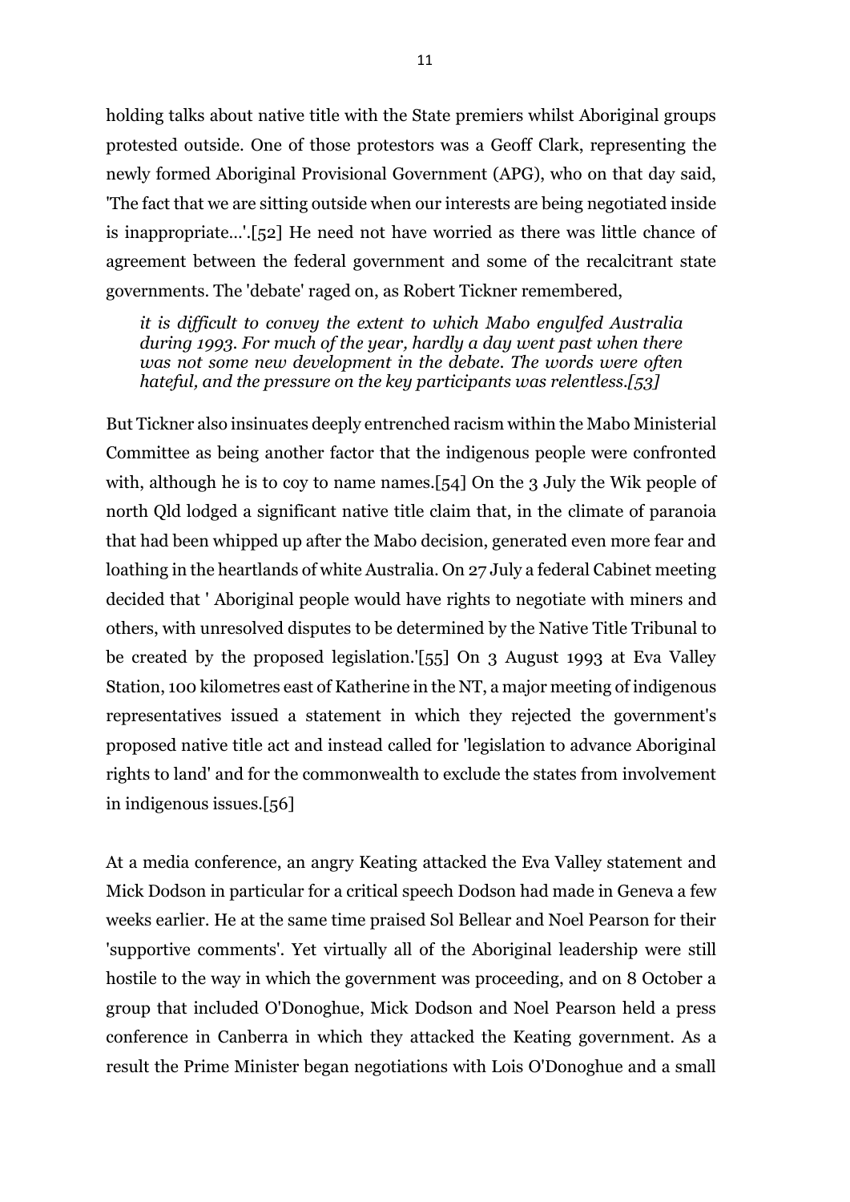holding talks about native title with the State premiers whilst Aboriginal groups protested outside. One of those protestors was a Geoff Clark, representing the newly formed Aboriginal Provisional Government (APG), who on that day said, 'The fact that we are sitting outside when our interests are being negotiated inside is inappropriate...'.[52] He need not have worried as there was little chance of agreement between the federal government and some of the recalcitrant state governments. The 'debate' raged on, as Robert Tickner remembered,

> *it is difficult to convey the extent to which Mabo engulfed Australia during 1993. For much of the year, hardly a day went past when there was not some new development in the debate. The words were often hateful, and the pressure on the key participants was relentless.[53]*

But Tickner also insinuates deeply entrenched racism within the Mabo Ministerial Committee as being another factor that the indigenous people were confronted with, although he is to coy to name names.[54] On the 3 July the Wik people of north Qld lodged a significant native title claim that, in the climate of paranoia that had been whipped up after the Mabo decision, generated even more fear and loathing in the heartlands of white Australia. On 27 July a federal Cabinet meeting decided that ' Aboriginal people would have rights to negotiate with miners and others, with unresolved disputes to be determined by the Native Title Tribunal to be created by the proposed legislation.'[55] On 3 August 1993 at Eva Valley Station, 100 kilometres east of Katherine in the NT, a major meeting of indigenous representatives issued a statement in which they rejected the government's proposed native title act and instead called for 'legislation to advance Aboriginal rights to land' and for the commonwealth to exclude the states from involvement in indigenous issues.[56]

At a media conference, an angry Keating attacked the Eva Valley statement and Mick Dodson in particular for a critical speech Dodson had made in Geneva a few weeks earlier. He at the same time praised Sol Bellear and Noel Pearson for their 'supportive comments'. Yet virtually all of the Aboriginal leadership were still hostile to the way in which the government was proceeding, and on 8 October a group that included O'Donoghue, Mick Dodson and Noel Pearson held a press conference in Canberra in which they attacked the Keating government. As a result the Prime Minister began negotiations with Lois O'Donoghue and a small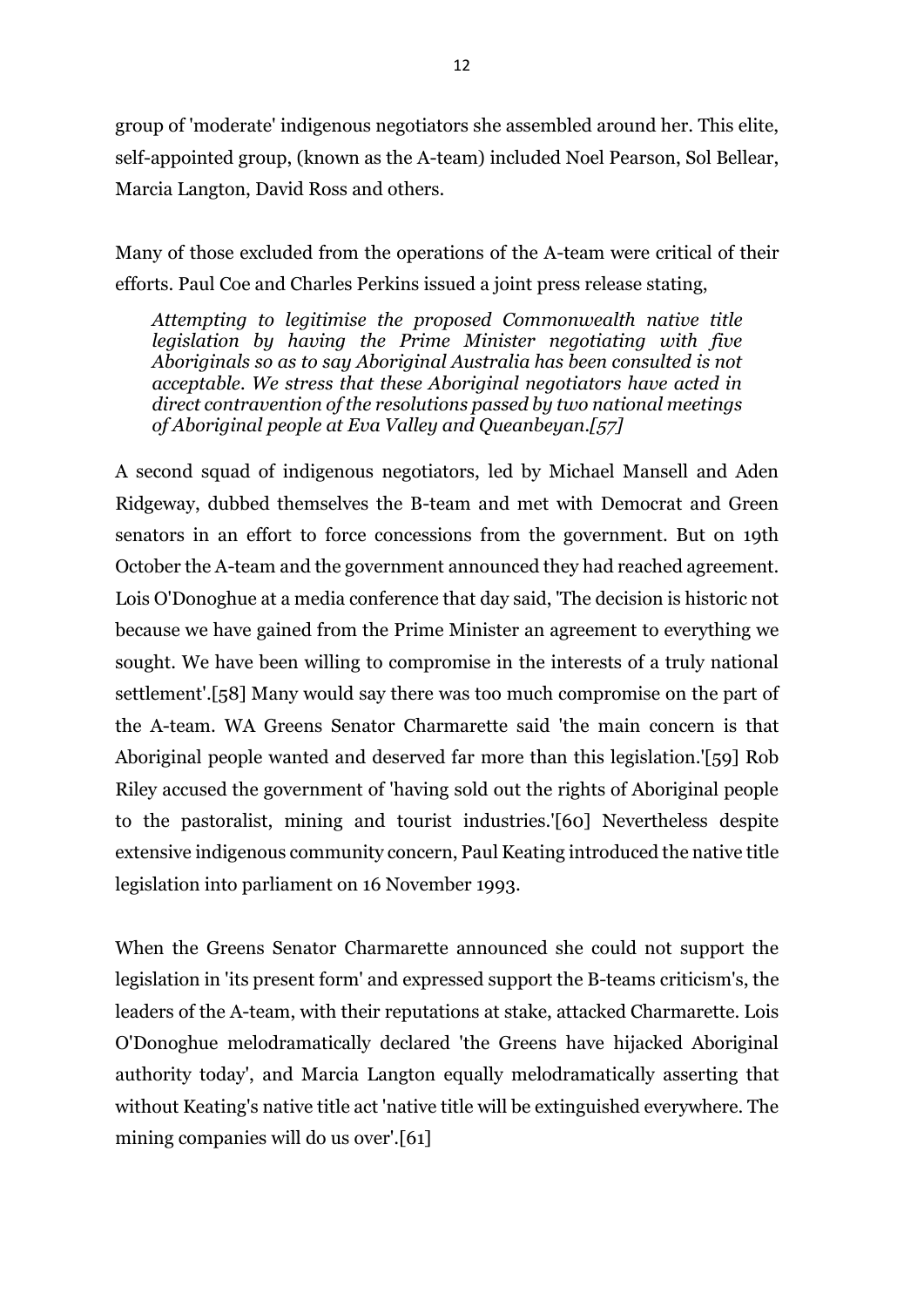group of 'moderate' indigenous negotiators she assembled around her. This elite, self-appointed group, (known as the A-team) included Noel Pearson, Sol Bellear, Marcia Langton, David Ross and others.

Many of those excluded from the operations of the A-team were critical of their efforts. Paul Coe and Charles Perkins issued a joint press release stating,

> *Attempting to legitimise the proposed Commonwealth native title legislation by having the Prime Minister negotiating with five Aboriginals so as to say Aboriginal Australia has been consulted is not acceptable. We stress that these Aboriginal negotiators have acted in direct contravention of the resolutions passed by two national meetings of Aboriginal people at Eva Valley and Queanbeyan.[57]*

A second squad of indigenous negotiators, led by Michael Mansell and Aden Ridgeway, dubbed themselves the B-team and met with Democrat and Green senators in an effort to force concessions from the government. But on 19th October the A-team and the government announced they had reached agreement. Lois O'Donoghue at a media conference that day said, 'The decision is historic not because we have gained from the Prime Minister an agreement to everything we sought. We have been willing to compromise in the interests of a truly national settlement'.[58] Many would say there was too much compromise on the part of the A-team. WA Greens Senator Charmarette said 'the main concern is that Aboriginal people wanted and deserved far more than this legislation.'[59] Rob Riley accused the government of 'having sold out the rights of Aboriginal people to the pastoralist, mining and tourist industries.'[60] Nevertheless despite extensive indigenous community concern, Paul Keating introduced the native title legislation into parliament on 16 November 1993.

When the Greens Senator Charmarette announced she could not support the legislation in 'its present form' and expressed support the B-teams criticism's, the leaders of the A-team, with their reputations at stake, attacked Charmarette. Lois O'Donoghue melodramatically declared 'the Greens have hijacked Aboriginal authority today', and Marcia Langton equally melodramatically asserting that without Keating's native title act 'native title will be extinguished everywhere. The mining companies will do us over'.[61]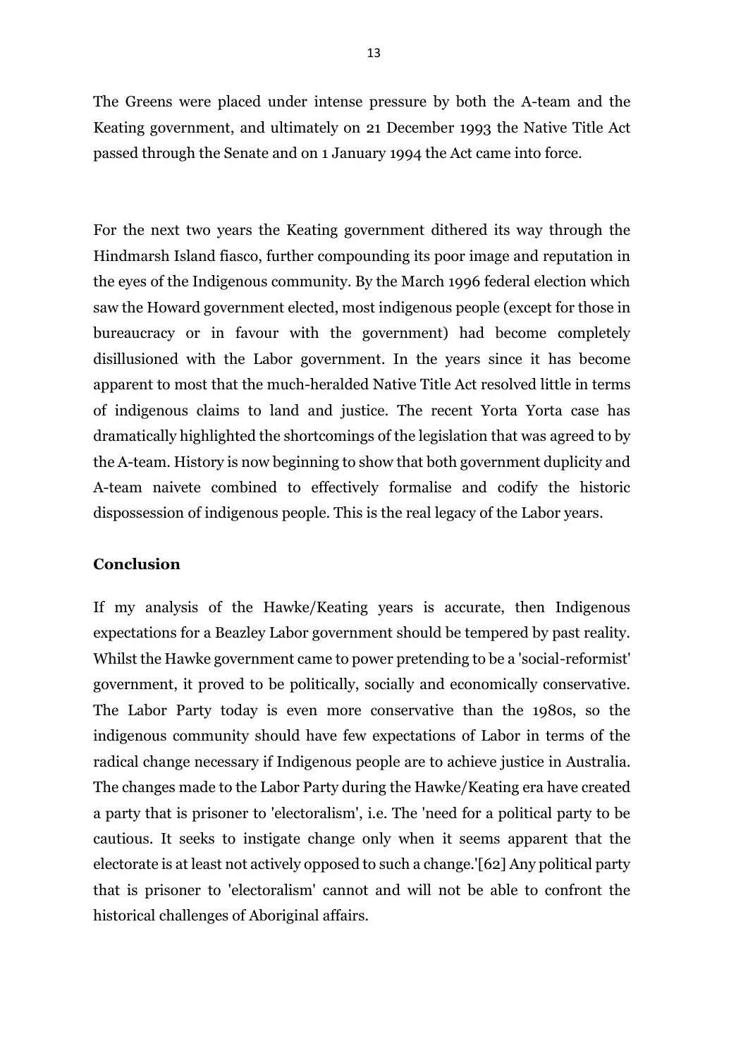The Greens were placed under intense pressure by both the A-team and the Keating government, and ultimately on 21 December 1993 the Native Title Act passed through the Senate and on 1 January 1994 the Act came into force.

For the next two years the Keating government dithered its way through the Hindmarsh Island fiasco, further compounding its poor image and reputation in the eyes of the Indigenous community. By the March 1996 federal election which saw the Howard government elected, most indigenous people (except for those in bureaucracy or in favour with the government) had become completely disillusioned with the Labor government. In the years since it has become apparent to most that the much-heralded Native Title Act resolved little in terms of indigenous claims to land and justice. The recent Yorta Yorta case has dramatically highlighted the shortcomings of the legislation that was agreed to by the A-team. History is now beginning to show that both government duplicity and A-team naivete combined to effectively formalise and codify the historic dispossession of indigenous people. This is the real legacy of the Labor years.

## Conclusion

If my analysis of the Hawke/Keating years is accurate, then Indigenous expectations for a Beazley Labor government should be tempered by past reality. Whilst the Hawke government came to power pretending to be a 'social-reformist' government, it proved to be politically, socially and economically conservative. The Labor Party today is even more conservative than the 1980s, so the indigenous community should have few expectations of Labor in terms of the radical change necessary if Indigenous people are to achieve justice in Australia. The changes made to the Labor Party during the Hawke/Keating era have created a party that is prisoner to 'electoralism', i.e. The 'need for a political party to be cautious. It seeks to instigate change only when it seems apparent that the electorate is at least not actively opposed to such a change.'[62] Any political party that is prisoner to 'electoralism' cannot and will not be able to confront the historical challenges of Aboriginal affairs.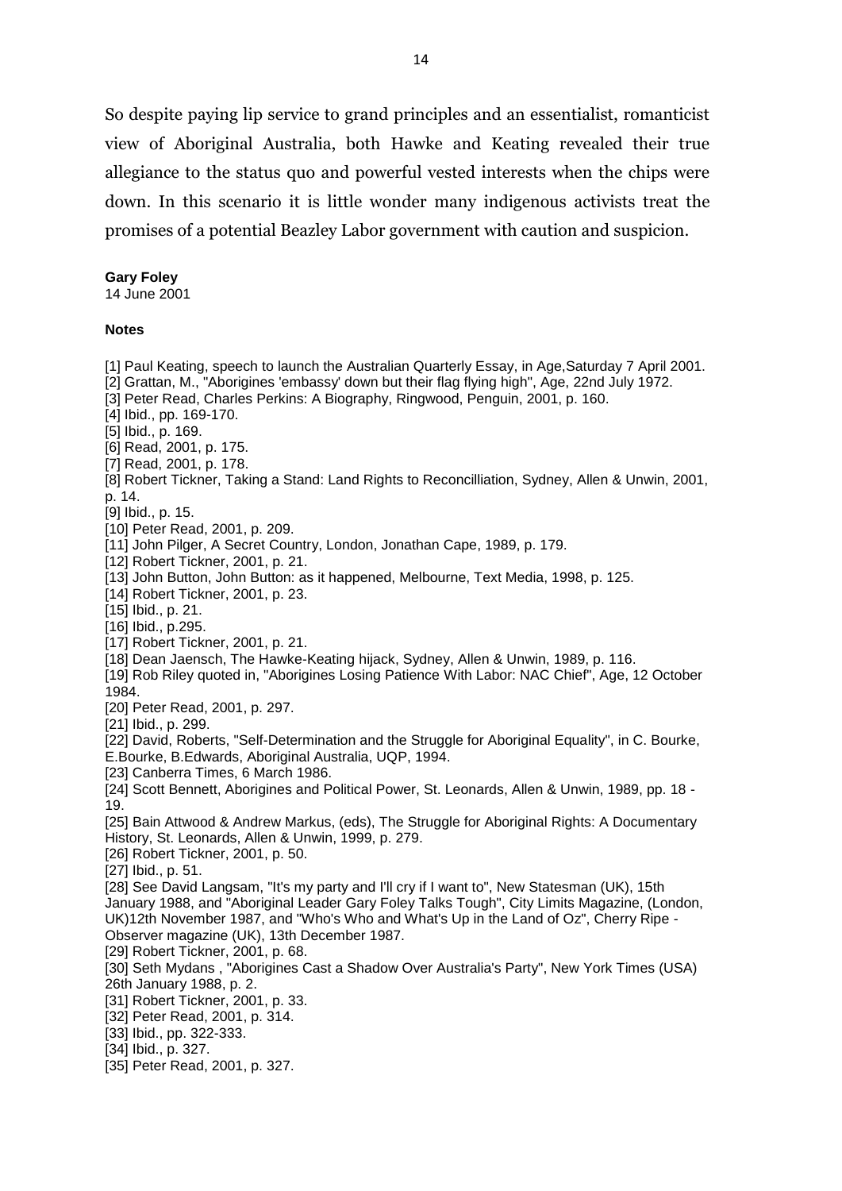So despite paying lip service to grand principles and an essentialist, romanticist view of Aboriginal Australia, both Hawke and Keating revealed their true allegiance to the status quo and powerful vested interests when the chips were down. In this scenario it is little wonder many indigenous activists treat the promises of a potential Beazley Labor government with caution and suspicion.

**Gary Foley**
14 June 2001

**Notes**

[1] Paul Keating, speech to launch the Australian Quarterly Essay, in Age,Saturday 7 April 2001.
[2] Grattan, M., "Aborigines 'embassy' down but their flag flying high", Age, 22nd July 1972.
[3] Peter Read, Charles Perkins: A Biography, Ringwood, Penguin, 2001, p. 160.
[4] Ibid., pp. 169-170.
[5] Ibid., p. 169.
[6] Read, 2001, p. 175.
[7] Read, 2001, p. 178.
[8] Robert Tickner, Taking a Stand: Land Rights to Reconcilliation, Sydney, Allen & Unwin, 2001, p. 14.
[9] Ibid., p. 15.
[10] Peter Read, 2001, p. 209.
[11] John Pilger, A Secret Country, London, Jonathan Cape, 1989, p. 179.
[12] Robert Tickner, 2001, p. 21.
[13] John Button, John Button: as it happened, Melbourne, Text Media, 1998, p. 125.
[14] Robert Tickner, 2001, p. 23.
[15] Ibid., p. 21.
[16] Ibid., p.295.
[17] Robert Tickner, 2001, p. 21.
[18] Dean Jaensch, The Hawke-Keating hijack, Sydney, Allen & Unwin, 1989, p. 116.
[19] Rob Riley quoted in, "Aborigines Losing Patience With Labor: NAC Chief", Age, 12 October 1984.
[20] Peter Read, 2001, p. 297.
[21] Ibid., p. 299.
[22] David, Roberts, "Self-Determination and the Struggle for Aboriginal Equality", in C. Bourke, E.Bourke, B.Edwards, Aboriginal Australia, UQP, 1994.
[23] Canberra Times, 6 March 1986.
[24] Scott Bennett, Aborigines and Political Power, St. Leonards, Allen & Unwin, 1989, pp. 18 - 19.
[25] Bain Attwood & Andrew Markus, (eds), The Struggle for Aboriginal Rights: A Documentary History, St. Leonards, Allen & Unwin, 1999, p. 279.
[26] Robert Tickner, 2001, p. 50.
[27] Ibid., p. 51.
[28] See David Langsam, "It's my party and I'll cry if I want to", New Statesman (UK), 15th January 1988, and "Aboriginal Leader Gary Foley Talks Tough", City Limits Magazine, (London, UK)12th November 1987, and "Who's Who and What's Up in the Land of Oz", Cherry Ripe - Observer magazine (UK), 13th December 1987.
[29] Robert Tickner, 2001, p. 68.
[30] Seth Mydans , "Aborigines Cast a Shadow Over Australia's Party", New York Times (USA) 26th January 1988, p. 2.
[31] Robert Tickner, 2001, p. 33.
[32] Peter Read, 2001, p. 314.
[33] Ibid., pp. 322-333.
[34] Ibid., p. 327.
[35] Peter Read, 2001, p. 327.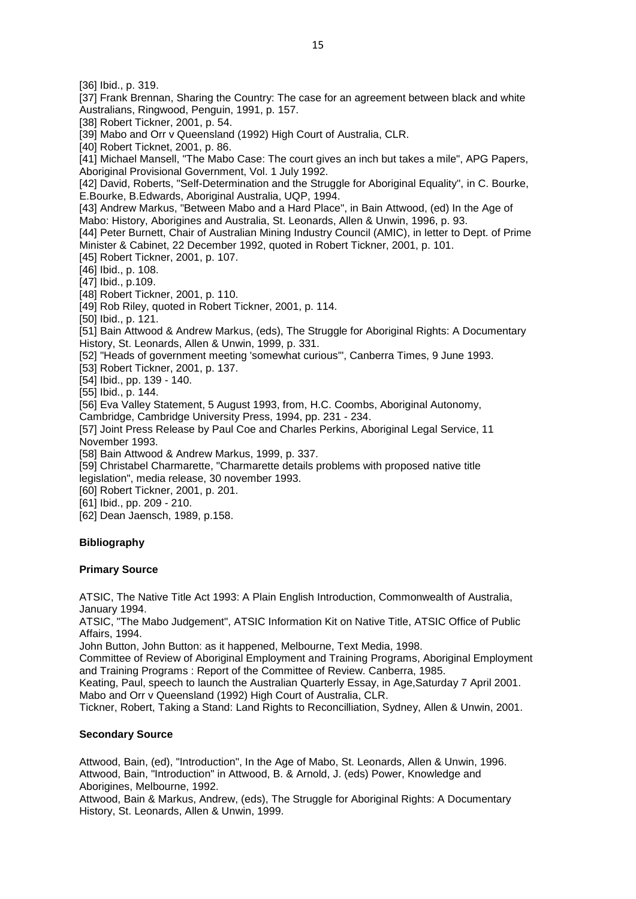[36] Ibid., p. 319.

[37] Frank Brennan, Sharing the Country: The case for an agreement between black and white Australians, Ringwood, Penguin, 1991, p. 157.

[38] Robert Tickner, 2001, p. 54.

[39] Mabo and Orr v Queensland (1992) High Court of Australia, CLR.

[40] Robert Ticknet, 2001, p. 86.

[41] Michael Mansell, "The Mabo Case: The court gives an inch but takes a mile", APG Papers, Aboriginal Provisional Government, Vol. 1 July 1992.

[42] David, Roberts, "Self-Determination and the Struggle for Aboriginal Equality", in C. Bourke, E.Bourke, B.Edwards, Aboriginal Australia, UQP, 1994.

[43] Andrew Markus, "Between Mabo and a Hard Place", in Bain Attwood, (ed) In the Age of Mabo: History, Aborigines and Australia, St. Leonards, Allen & Unwin, 1996, p. 93.

[44] Peter Burnett, Chair of Australian Mining Industry Council (AMIC), in letter to Dept. of Prime Minister & Cabinet, 22 December 1992, quoted in Robert Tickner, 2001, p. 101.

[45] Robert Tickner, 2001, p. 107.

[46] Ibid., p. 108.

[47] Ibid., p.109.

[48] Robert Tickner, 2001, p. 110.

[49] Rob Riley, quoted in Robert Tickner, 2001, p. 114.

[50] Ibid., p. 121.

[51] Bain Attwood & Andrew Markus, (eds), The Struggle for Aboriginal Rights: A Documentary History, St. Leonards, Allen & Unwin, 1999, p. 331.

[52] "Heads of government meeting 'somewhat curious'", Canberra Times, 9 June 1993.

[53] Robert Tickner, 2001, p. 137.

[54] Ibid., pp. 139 - 140.

[55] Ibid., p. 144.

[56] Eva Valley Statement, 5 August 1993, from, H.C. Coombs, Aboriginal Autonomy, Cambridge, Cambridge University Press, 1994, pp. 231 - 234.

[57] Joint Press Release by Paul Coe and Charles Perkins, Aboriginal Legal Service, 11 November 1993.

[58] Bain Attwood & Andrew Markus, 1999, p. 337.

[59] Christabel Charmarette, "Charmarette details problems with proposed native title legislation", media release, 30 november 1993.

[60] Robert Tickner, 2001, p. 201.

[61] Ibid., pp. 209 - 210.

[62] Dean Jaensch, 1989, p.158.

## Bibliography

### Primary Source

ATSIC, The Native Title Act 1993: A Plain English Introduction, Commonwealth of Australia, January 1994.

ATSIC, "The Mabo Judgement", ATSIC Information Kit on Native Title, ATSIC Office of Public Affairs, 1994.

John Button, John Button: as it happened, Melbourne, Text Media, 1998.

Committee of Review of Aboriginal Employment and Training Programs, Aboriginal Employment and Training Programs : Report of the Committee of Review. Canberra, 1985.

Keating, Paul, speech to launch the Australian Quarterly Essay, in Age,Saturday 7 April 2001.

Mabo and Orr v Queensland (1992) High Court of Australia, CLR.

Tickner, Robert, Taking a Stand: Land Rights to Reconcilliation, Sydney, Allen & Unwin, 2001.

### Secondary Source

Attwood, Bain, (ed), "Introduction", In the Age of Mabo, St. Leonards, Allen & Unwin, 1996.

Attwood, Bain, "Introduction" in Attwood, B. & Arnold, J. (eds) Power, Knowledge and Aborigines, Melbourne, 1992.

Attwood, Bain & Markus, Andrew, (eds), The Struggle for Aboriginal Rights: A Documentary History, St. Leonards, Allen & Unwin, 1999.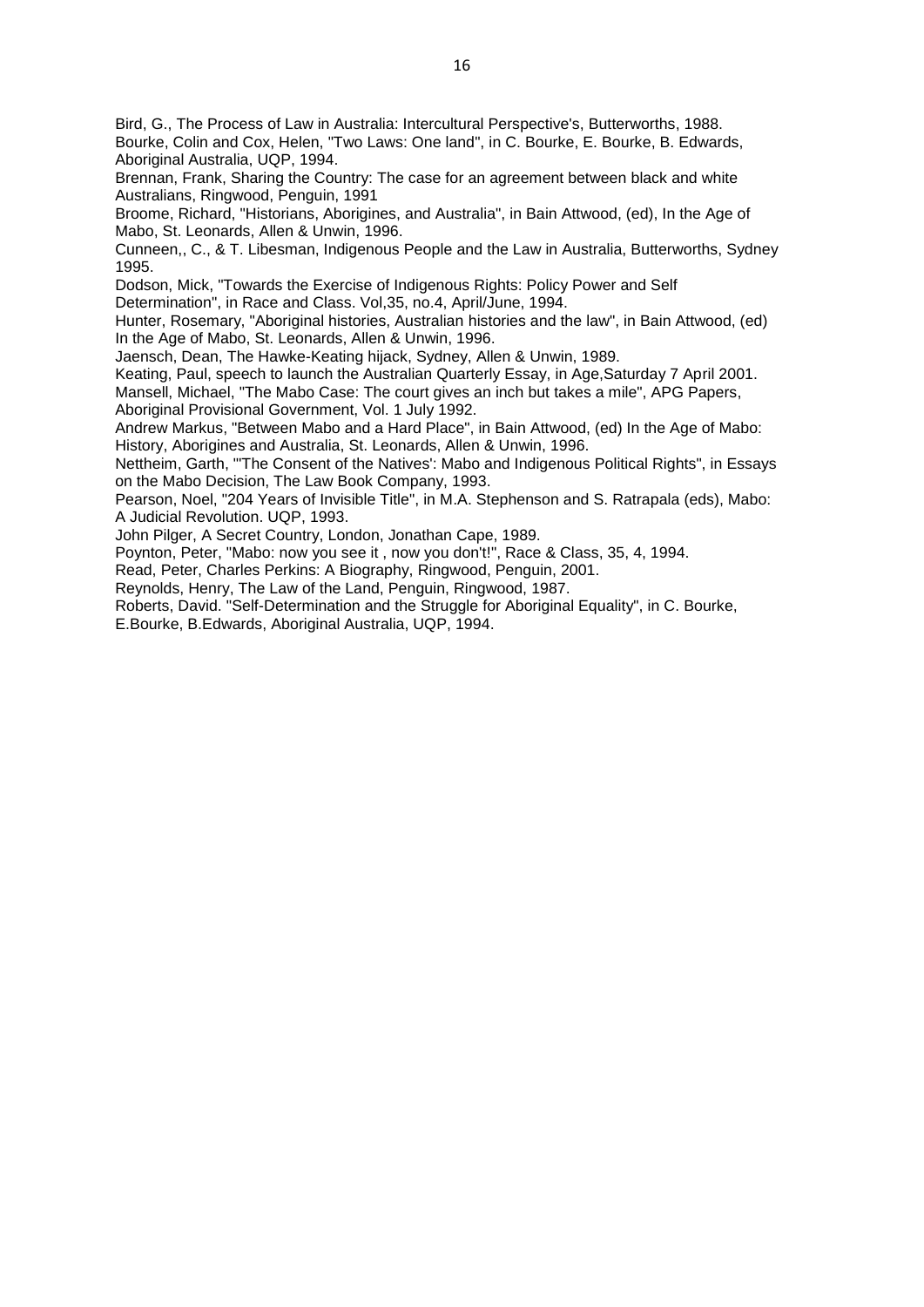Bird, G., The Process of Law in Australia: Intercultural Perspective's, Butterworths, 1988.
Bourke, Colin and Cox, Helen, "Two Laws: One land", in C. Bourke, E. Bourke, B. Edwards, Aboriginal Australia, UQP, 1994.
Brennan, Frank, Sharing the Country: The case for an agreement between black and white Australians, Ringwood, Penguin, 1991
Broome, Richard, "Historians, Aborigines, and Australia", in Bain Attwood, (ed), In the Age of Mabo, St. Leonards, Allen & Unwin, 1996.
Cunneen,, C., & T. Libesman, Indigenous People and the Law in Australia, Butterworths, Sydney 1995.
Dodson, Mick, "Towards the Exercise of Indigenous Rights: Policy Power and Self Determination", in Race and Class. Vol,35, no.4, April/June, 1994.
Hunter, Rosemary, "Aboriginal histories, Australian histories and the law", in Bain Attwood, (ed) In the Age of Mabo, St. Leonards, Allen & Unwin, 1996.
Jaensch, Dean, The Hawke-Keating hijack, Sydney, Allen & Unwin, 1989.
Keating, Paul, speech to launch the Australian Quarterly Essay, in Age,Saturday 7 April 2001.
Mansell, Michael, "The Mabo Case: The court gives an inch but takes a mile", APG Papers, Aboriginal Provisional Government, Vol. 1 July 1992.
Andrew Markus, "Between Mabo and a Hard Place", in Bain Attwood, (ed) In the Age of Mabo: History, Aborigines and Australia, St. Leonards, Allen & Unwin, 1996.
Nettheim, Garth, "'The Consent of the Natives': Mabo and Indigenous Political Rights", in Essays on the Mabo Decision, The Law Book Company, 1993.
Pearson, Noel, "204 Years of Invisible Title", in M.A. Stephenson and S. Ratrapala (eds), Mabo: A Judicial Revolution. UQP, 1993.
John Pilger, A Secret Country, London, Jonathan Cape, 1989.
Poynton, Peter, "Mabo: now you see it , now you don't!", Race & Class, 35, 4, 1994.
Read, Peter, Charles Perkins: A Biography, Ringwood, Penguin, 2001.
Reynolds, Henry, The Law of the Land, Penguin, Ringwood, 1987.
Roberts, David. "Self-Determination and the Struggle for Aboriginal Equality", in C. Bourke, E.Bourke, B.Edwards, Aboriginal Australia, UQP, 1994.